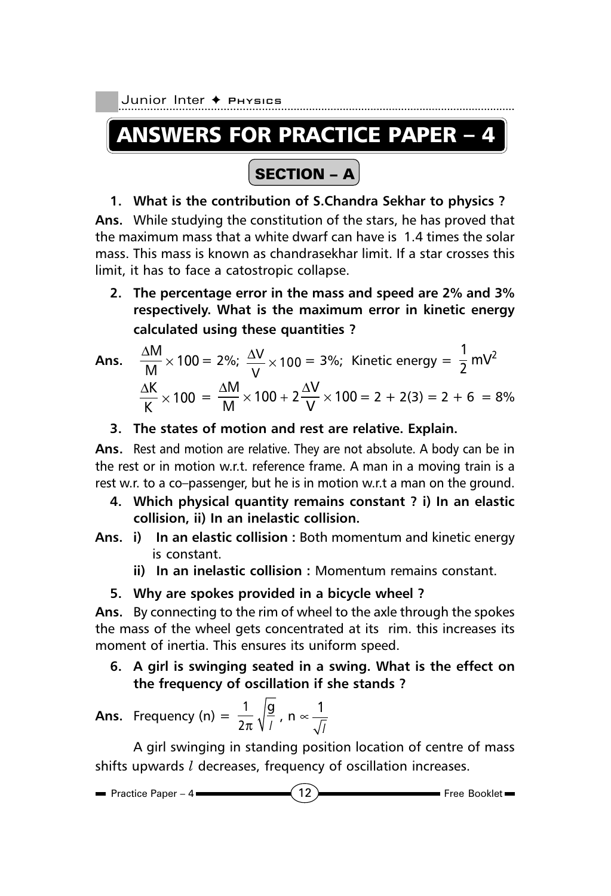# ANSWERS FOR PRACTICE PAPER – 4

## SECTION – A

**1. What is the contribution of S.Chandra Sekhar to physics ?**

**Ans.** While studying the constitution of the stars, he has proved that the maximum mass that a white dwarf can have is 1.4 times the solar mass. This mass is known as chandrasekhar limit. If a star crosses this limit, it has to face a catostropic collapse.

**2. The percentage error in the mass and speed are 2% and 3% respectively. What is the maximum error in kinetic energy calculated using these quantities ?**

**Ans.** $\frac{\Delta M}{M} \times 100 = 2\%$; $\frac{\Delta V}{V} \times 100 = 3\%$; Kinetic energy $= \frac{1}{2} mV^2$

$$\frac{\Delta K}{K} \times 100 = \frac{\Delta M}{M} \times 100 + 2\frac{\Delta V}{V} \times 100 = 2 + 2(3) = 2 + 6 = 8\%$$

**3. The states of motion and rest are relative. Explain.**

**Ans.** Rest and motion are relative. They are not absolute. A body can be in the rest or in motion w.r.t. reference frame. A man in a moving train is a rest w.r. to a co–passenger, but he is in motion w.r.t a man on the ground.

**4. Which physical quantity remains constant ? i) In an elastic collision, ii) In an inelastic collision.**

**Ans.** **i) In an elastic collision :** Both momentum and kinetic energy is constant.

**ii) In an inelastic collision :** Momentum remains constant.

**5. Why are spokes provided in a bicycle wheel ?**

**Ans.** By connecting to the rim of wheel to the axle through the spokes the mass of the wheel gets concentrated at its rim. this increases its moment of inertia. This ensures its uniform speed.

**6. A girl is swinging seated in a swing. What is the effect on the frequency of oscillation if she stands ?**

**Ans.** Frequency (n) $= \frac{1}{2\pi}\sqrt{\frac{g}{l}}$, $n \propto \frac{1}{\sqrt{l}}$

A girl swinging in standing position location of centre of mass shifts upwards $l$ decreases, frequency of oscillation increases.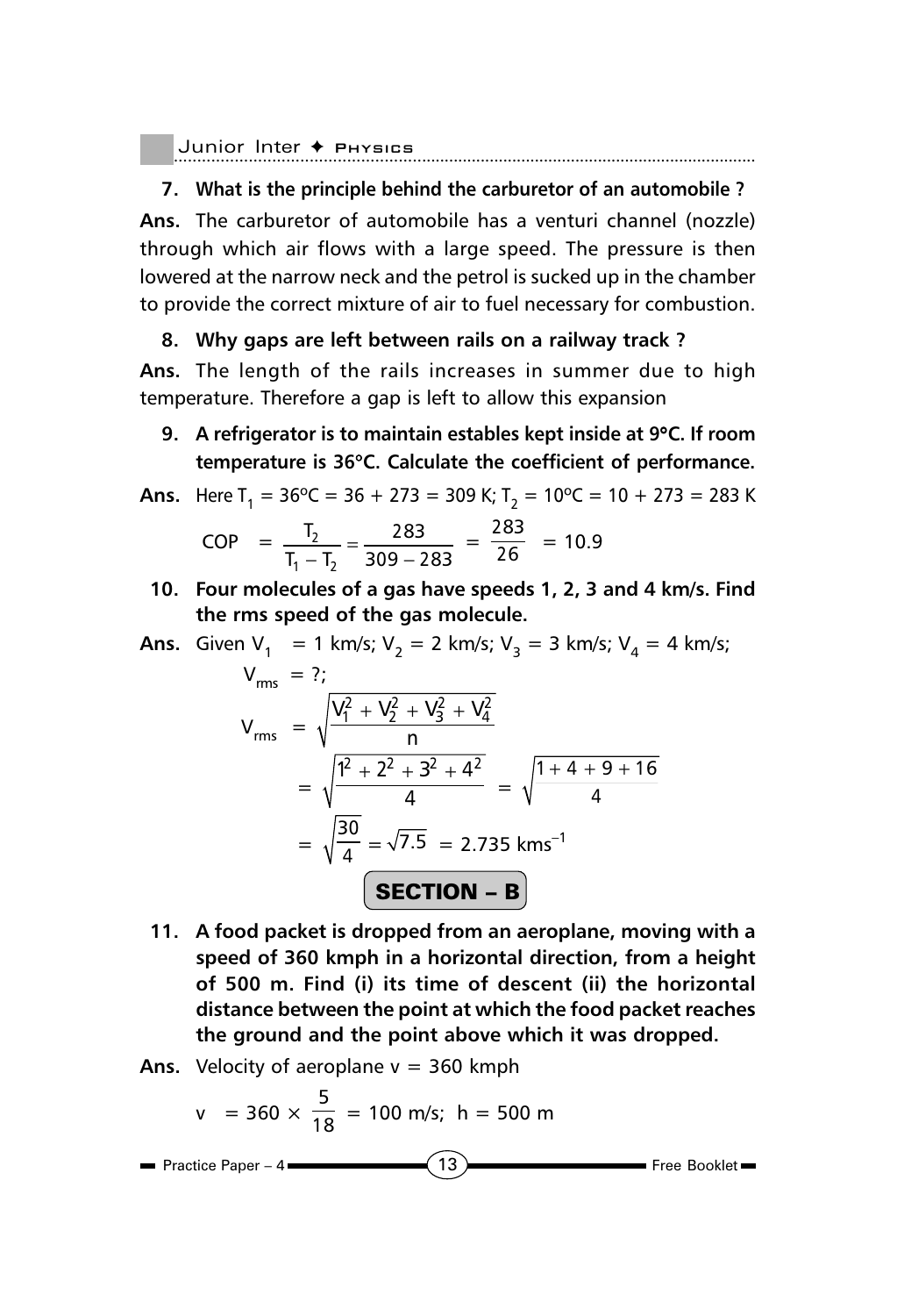**7. What is the principle behind the carburetor of an automobile ?**

**Ans.** The carburetor of automobile has a venturi channel (nozzle) through which air flows with a large speed. The pressure is then lowered at the narrow neck and the petrol is sucked up in the chamber to provide the correct mixture of air to fuel necessary for combustion.

**8. Why gaps are left between rails on a railway track ?**

**Ans.** The length of the rails increases in summer due to high temperature. Therefore a gap is left to allow this expansion

**9. A refrigerator is to maintain estables kept inside at 9°C. If room temperature is 36°C. Calculate the coefficient of performance.**

**Ans.** Here $T_1 = 36^oC = 36 + 273 = 309$ K; $T_2 = 10^oC = 10 + 273 = 283$ K

$$\text{COP} = \frac{T_2}{T_1 - T_2} = \frac{283}{309 - 283} = \frac{283}{26} = 10.9$$

**10. Four molecules of a gas have speeds 1, 2, 3 and 4 km/s. Find the rms speed of the gas molecule.**

**Ans.** Given $V_1 = 1$ km/s; $V_2 = 2$ km/s; $V_3 = 3$ km/s; $V_4 = 4$ km/s;

$V_{rms} = ?$;

$$V_{rms} = \sqrt{\frac{V_1^2 + V_2^2 + V_3^2 + V_4^2}{n}}$$

$$= \sqrt{\frac{1^2 + 2^2 + 3^2 + 4^2}{4}} = \sqrt{\frac{1 + 4 + 9 + 16}{4}}$$

$$= \sqrt{\frac{30}{4}} = \sqrt{7.5} = 2.735 \text{ kms}^{-1}$$

## SECTION – B

**11. A food packet is dropped from an aeroplane, moving with a speed of 360 kmph in a horizontal direction, from a height of 500 m. Find (i) its time of descent (ii) the horizontal distance between the point at which the food packet reaches the ground and the point above which it was dropped.**

**Ans.** Velocity of aeroplane v = 360 kmph

$$v = 360 \times \frac{5}{18} = 100 \text{ m/s}; \; h = 500 \text{ m}$$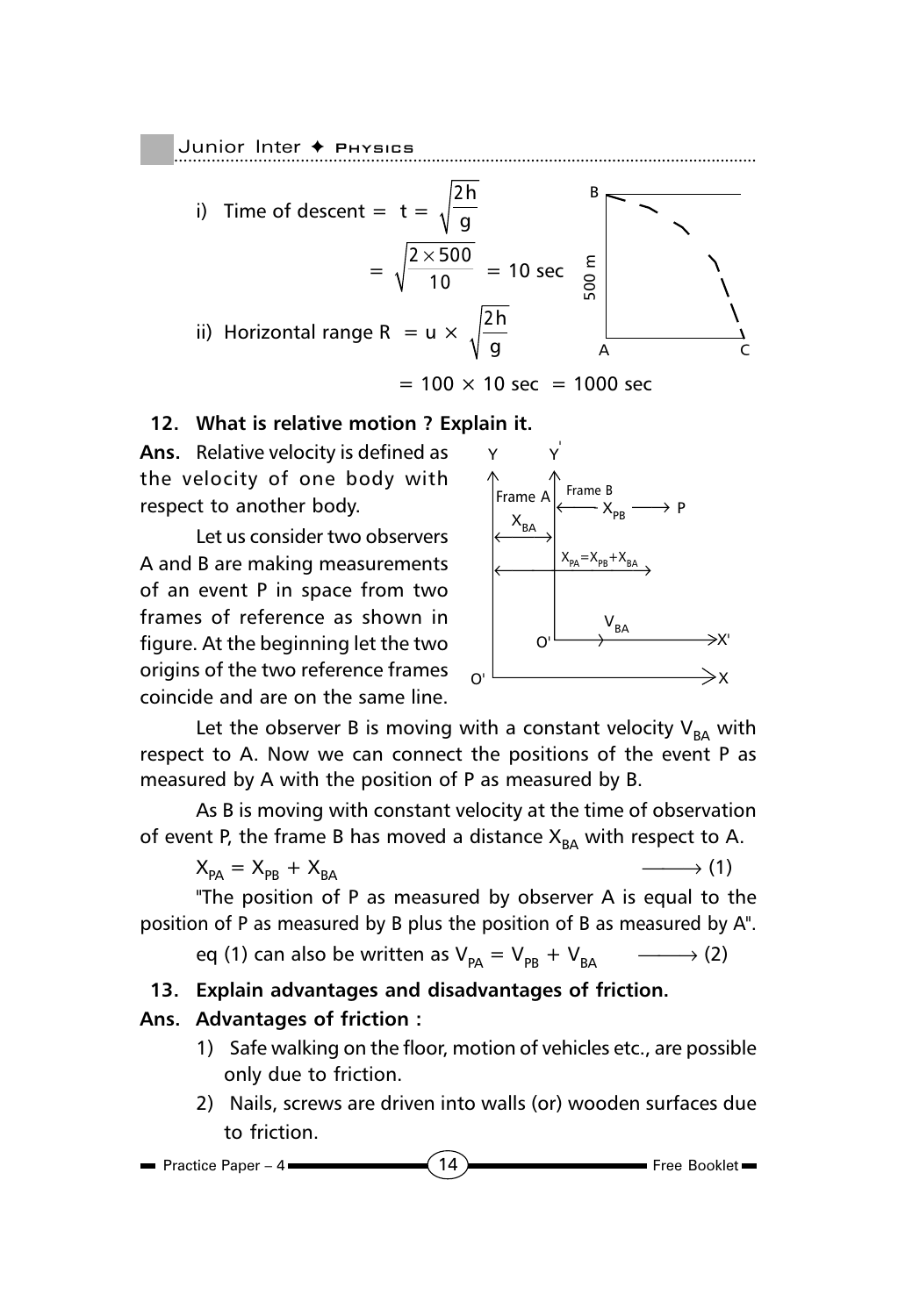i) Time of descent = $t = \sqrt{\frac{2h}{g}}$

$$= \sqrt{\frac{2 \times 500}{10}} = 10 \text{ sec}$$

ii) Horizontal range $R = u \times \sqrt{\frac{2h}{g}}$

$$= 100 \times 10 \text{ sec} = 1000 \text{ sec}$$

**12. What is relative motion ? Explain it.**

**Ans.** Relative velocity is defined as the velocity of one body with respect to another body.

Let us consider two observers A and B are making measurements of an event P in space from two frames of reference as shown in figure. At the beginning let the two origins of the two reference frames coincide and are on the same line.

Let the observer B is moving with a constant velocity $V_{BA}$ with respect to A. Now we can connect the positions of the event P as measured by A with the position of P as measured by B.

As B is moving with constant velocity at the time of observation of event P, the frame B has moved a distance $X_{BA}$ with respect to A.

$$X_{PA} = X_{PB} + X_{BA} \longrightarrow (1)$$

"The position of P as measured by observer A is equal to the position of P as measured by B plus the position of B as measured by A".

eq (1) can also be written as $V_{PA} = V_{PB} + V_{BA} \longrightarrow (2)$

**13. Explain advantages and disadvantages of friction.**

**Ans. Advantages of friction :**

1) Safe walking on the floor, motion of vehicles etc., are possible only due to friction.
2) Nails, screws are driven into walls (or) wooden surfaces due to friction.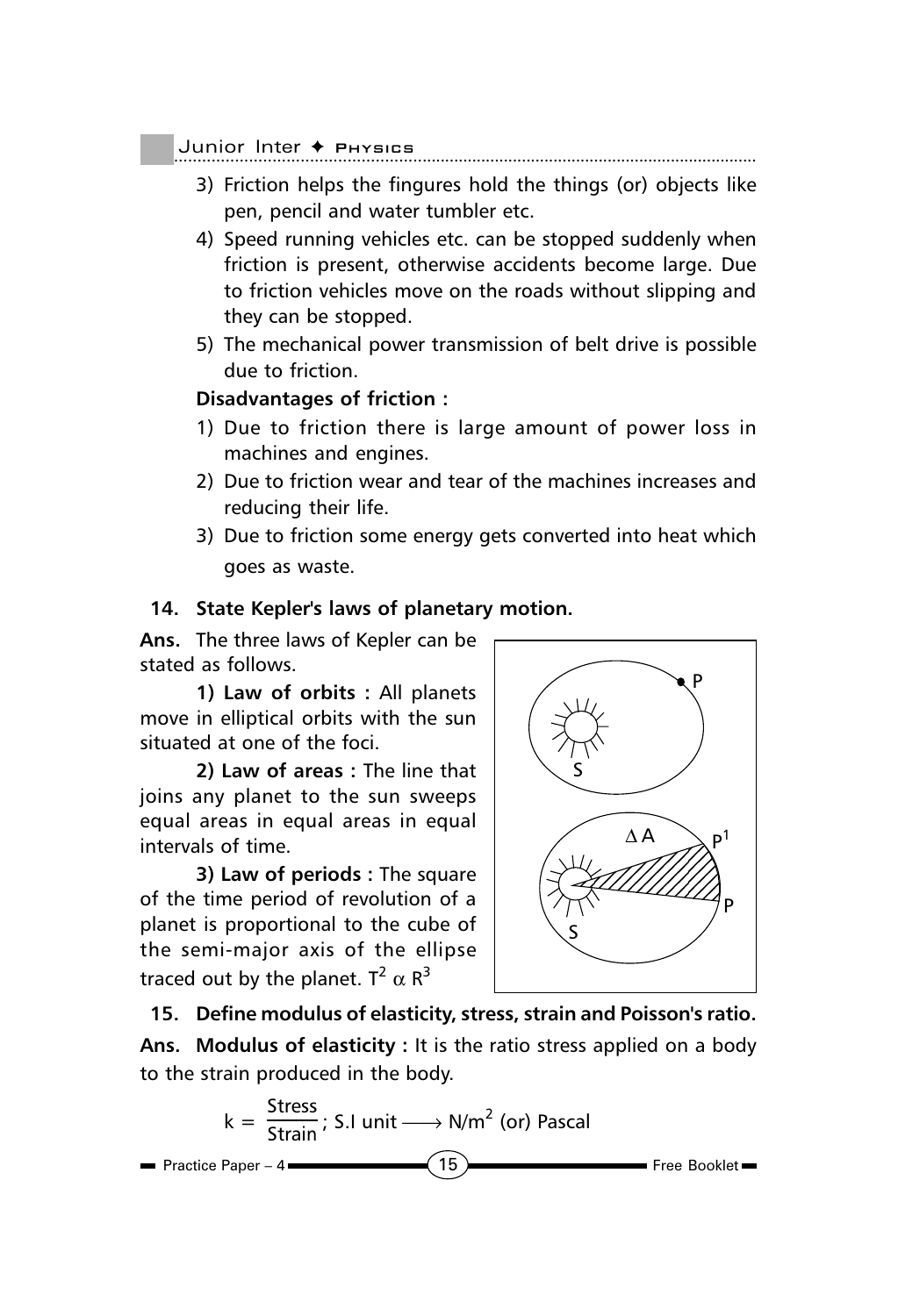3) Friction helps the fingures hold the things (or) objects like pen, pencil and water tumbler etc.
4) Speed running vehicles etc. can be stopped suddenly when friction is present, otherwise accidents become large. Due to friction vehicles move on the roads without slipping and they can be stopped.
5) The mechanical power transmission of belt drive is possible due to friction.

**Disadvantages of friction :**

1) Due to friction there is large amount of power loss in machines and engines.
2) Due to friction wear and tear of the machines increases and reducing their life.
3) Due to friction some energy gets converted into heat which goes as waste.

**14. State Kepler's laws of planetary motion.**

**Ans.** The three laws of Kepler can be stated as follows.

**1) Law of orbits :** All planets move in elliptical orbits with the sun situated at one of the foci.

**2) Law of areas :** The line that joins any planet to the sun sweeps equal areas in equal areas in equal intervals of time.

**3) Law of periods :** The square of the time period of revolution of a planet is proportional to the cube of the semi-major axis of the ellipse traced out by the planet. $T^2 \alpha R^3$

**15. Define modulus of elasticity, stress, strain and Poisson's ratio.**

**Ans. Modulus of elasticity :** It is the ratio stress applied on a body to the strain produced in the body.

$$k = \frac{\text{Stress}}{\text{Strain}}; \text{ S.I unit} \longrightarrow \text{N/m}^2 \text{ (or) Pascal}$$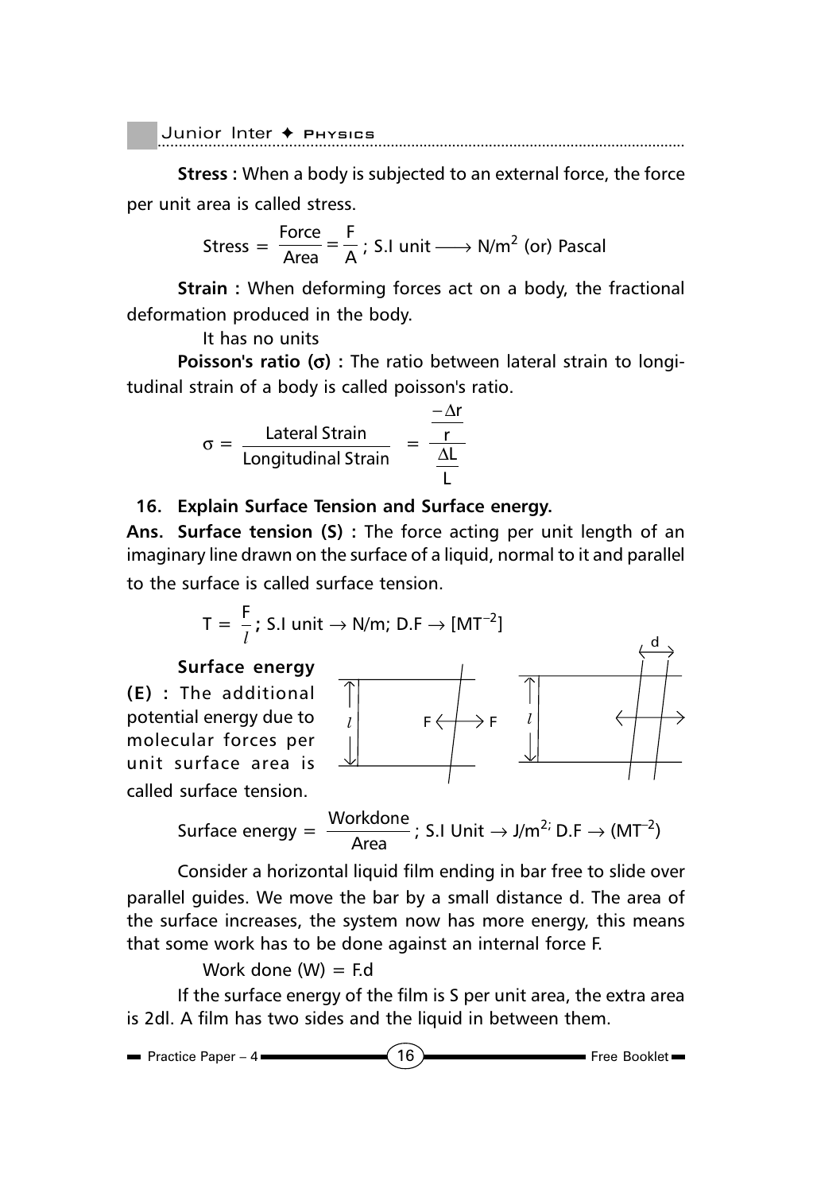**Stress :** When a body is subjected to an external force, the force per unit area is called stress.

$$\text{Stress} = \frac{\text{Force}}{\text{Area}} = \frac{F}{A} \text{ ; S.I unit} \longrightarrow N/m^2 \text{ (or) Pascal}$$

**Strain :** When deforming forces act on a body, the fractional deformation produced in the body.

It has no units

**Poisson's ratio ($\sigma$) :** The ratio between lateral strain to longitudinal strain of a body is called poisson's ratio.

$$\sigma = \frac{\text{Lateral Strain}}{\text{Longitudinal Strain}} = \frac{\frac{-\Delta r}{r}}{\frac{\Delta L}{L}}$$

**16. Explain Surface Tension and Surface energy.**

**Ans. Surface tension (S) :** The force acting per unit length of an imaginary line drawn on the surface of a liquid, normal to it and parallel to the surface is called surface tension.

$$T = \frac{F}{l}\text{; S.I unit} \rightarrow N/m\text{; D.F} \rightarrow [MT^{-2}]$$

**Surface energy (E) :** The additional potential energy due to molecular forces per unit surface area is called surface tension.

$$\text{Surface energy} = \frac{\text{Workdone}}{\text{Area}}\text{; S.I Unit} \rightarrow J/m^2\text{; D.F} \rightarrow (MT^{-2})$$

Consider a horizontal liquid film ending in bar free to slide over parallel guides. We move the bar by a small distance d. The area of the surface increases, the system now has more energy, this means that some work has to be done against an internal force F.

Work done (W) = F.d

If the surface energy of the film is S per unit area, the extra area is 2dl. A film has two sides and the liquid in between them.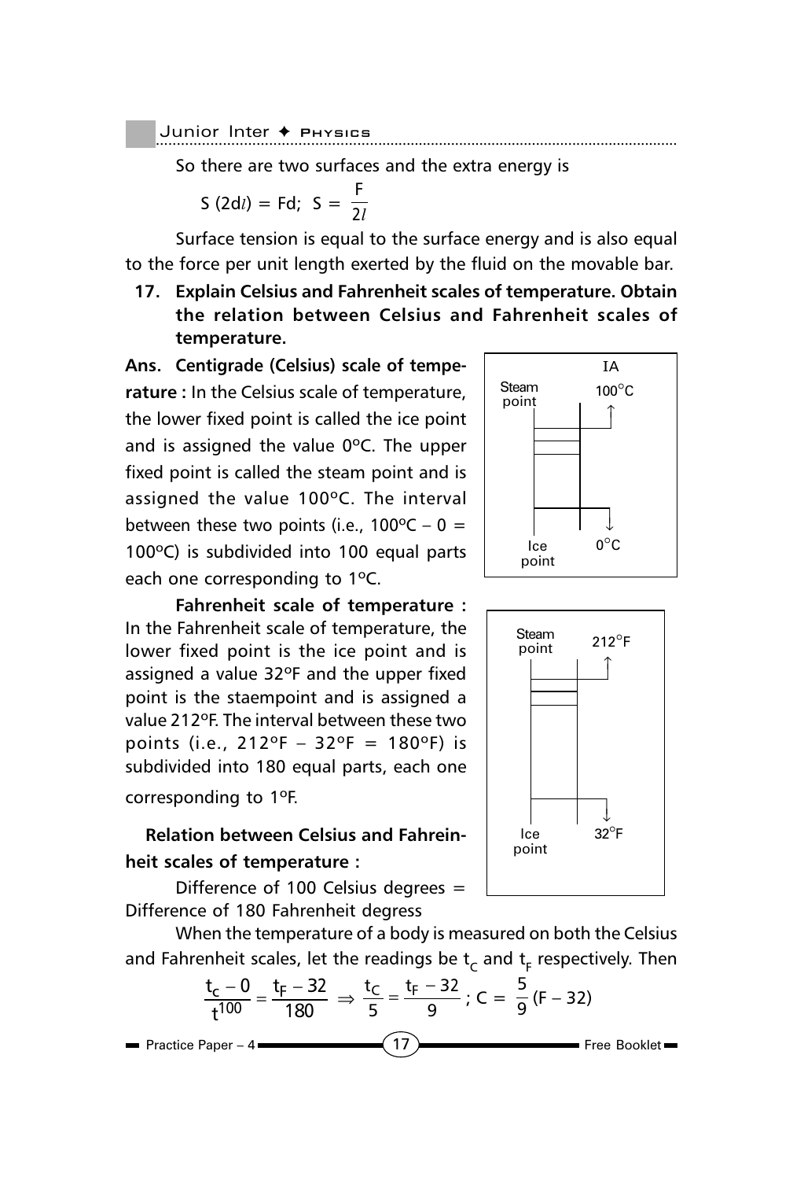So there are two surfaces and the extra energy is

$$S(2dl) = Fd; \; S = \frac{F}{2l}$$

Surface tension is equal to the surface energy and is also equal to the force per unit length exerted by the fluid on the movable bar.

**17. Explain Celsius and Fahrenheit scales of temperature. Obtain the relation between Celsius and Fahrenheit scales of temperature.**

**Ans. Centigrade (Celsius) scale of temperature :** In the Celsius scale of temperature, the lower fixed point is called the ice point and is assigned the value 0°C. The upper fixed point is called the steam point and is assigned the value 100°C. The interval between these two points (i.e., 100°C – 0 = 100°C) is subdivided into 100 equal parts each one corresponding to 1°C.

IA

Steam point — 100°C

Ice point — 0°C

**Fahrenheit scale of temperature :** In the Fahrenheit scale of temperature, the lower fixed point is the ice point and is assigned a value 32°F and the upper fixed point is the staempoint and is assigned a value 212°F. The interval between these two points (i.e., 212°F – 32°F = 180°F) is subdivided into 180 equal parts, each one corresponding to 1°F.

Steam point — 212°F

Ice point — 32°F

**Relation between Celsius and Fahreinheit scales of temperature :**

Difference of 100 Celsius degrees = Difference of 180 Fahrenheit degress

When the temperature of a body is measured on both the Celsius and Fahrenheit scales, let the readings be $t_C$ and $t_F$ respectively. Then

$$\frac{t_c - 0}{t^{100}} = \frac{t_F - 32}{180} \Rightarrow \frac{t_C}{5} = \frac{t_F - 32}{9}; \; C = \frac{5}{9}(F - 32)$$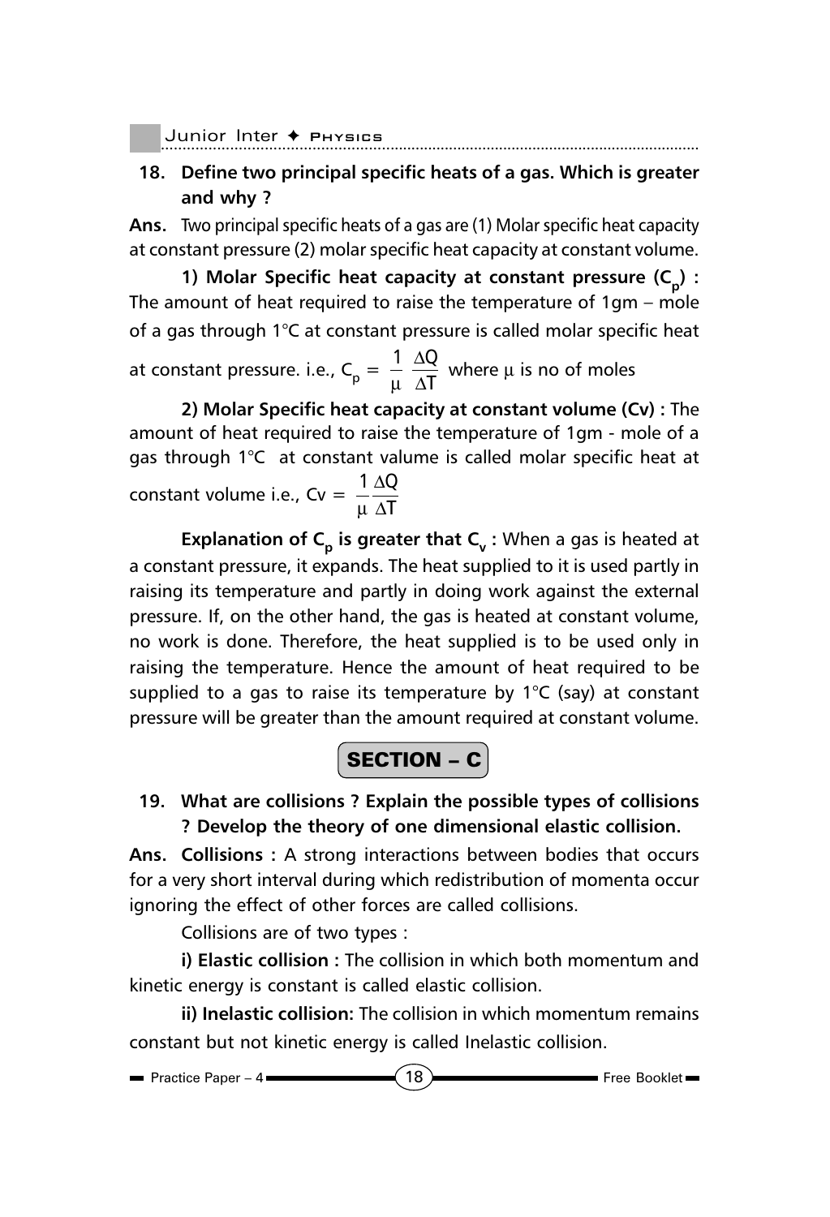**18. Define two principal specific heats of a gas. Which is greater and why ?**

**Ans.** Two principal specific heats of a gas are (1) Molar specific heat capacity at constant pressure (2) molar specific heat capacity at constant volume.

**1) Molar Specific heat capacity at constant pressure ($C_p$) :** The amount of heat required to raise the temperature of 1gm – mole of a gas through 1°C at constant pressure is called molar specific heat at constant pressure. i.e., $C_p = \frac{1}{\mu}\frac{\Delta Q}{\Delta T}$ where $\mu$ is no of moles

**2) Molar Specific heat capacity at constant volume (Cv) :** The amount of heat required to raise the temperature of 1gm - mole of a gas through 1°C at constant valume is called molar specific heat at constant volume i.e., $Cv = \frac{1}{\mu}\frac{\Delta Q}{\Delta T}$

**Explanation of $C_p$ is greater that $C_v$ :** When a gas is heated at a constant pressure, it expands. The heat supplied to it is used partly in raising its temperature and partly in doing work against the external pressure. If, on the other hand, the gas is heated at constant volume, no work is done. Therefore, the heat supplied is to be used only in raising the temperature. Hence the amount of heat required to be supplied to a gas to raise its temperature by 1°C (say) at constant pressure will be greater than the amount required at constant volume.

## SECTION – C

**19. What are collisions ? Explain the possible types of collisions ? Develop the theory of one dimensional elastic collision.**

**Ans. Collisions :** A strong interactions between bodies that occurs for a very short interval during which redistribution of momenta occur ignoring the effect of other forces are called collisions.

Collisions are of two types :

**i) Elastic collision :** The collision in which both momentum and kinetic energy is constant is called elastic collision.

**ii) Inelastic collision:** The collision in which momentum remains constant but not kinetic energy is called Inelastic collision.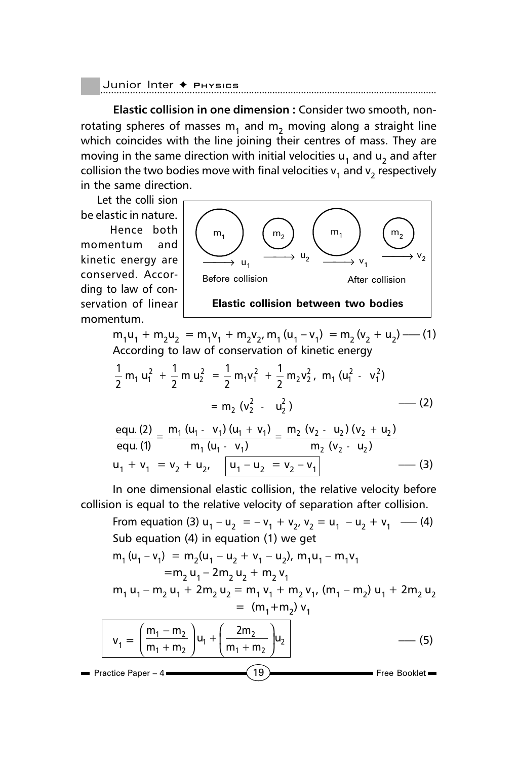**Elastic collision in one dimension :** Consider two smooth, non-rotating spheres of masses $m_1$ and $m_2$ moving along a straight line which coincides with the line joining their centres of mass. They are moving in the same direction with initial velocities $u_1$ and $u_2$ and after collision the two bodies move with final velocities $v_1$ and $v_2$ respectively in the same direction.

Let the colli sion be elastic in nature.

Hence both momentum and kinetic energy are conserved. According to law of conservation of linear momentum.

m₁ m₂ m₁ m₂

$\longrightarrow u_1$ $\longrightarrow u_2$ $\longrightarrow v_1$ $\longrightarrow v_2$

Before collision After collision

**Elastic collision between two bodies**

$$m_1u_1 + m_2u_2 = m_1v_1 + m_2v_2, m_1(u_1 - v_1) = m_2(v_2 + u_2) \text{ —— (1)}$$

According to law of conservation of kinetic energy

$$\frac{1}{2}m_1 u_1^2 + \frac{1}{2}m\, u_2^2 = \frac{1}{2}m_1v_1^2 + \frac{1}{2}m_2v_2^2, \; m_1(u_1^2 - v_1^2)$$

$$= m_2(v_2^2 - u_2^2) \text{ —— (2)}$$

$$\frac{\text{equ. (2)}}{\text{equ. (1)}} = \frac{m_1(u_1 - v_1)(u_1 + v_1)}{m_1(u_1 - v_1)} = \frac{m_2(v_2 - u_2)(v_2 + u_2)}{m_2(v_2 - u_2)}$$

$$u_1 + v_1 = v_2 + u_2, \quad \boxed{u_1 - u_2 = v_2 - v_1} \text{ —— (3)}$$

In one dimensional elastic collision, the relative velocity before collision is equal to the relative velocity of separation after collision.

From equation (3) $u_1 - u_2 = -v_1 + v_2$, $v_2 = u_1 - u_2 + v_1$ —— (4)

Sub equation (4) in equation (1) we get

$$m_1(u_1 - v_1) = m_2(u_1 - u_2 + v_1 - u_2), m_1u_1 - m_1v_1$$

$$= m_2 u_1 - 2m_2 u_2 + m_2 v_1$$

$$m_1 u_1 - m_2 u_1 + 2m_2 u_2 = m_1 v_1 + m_2 v_1, (m_1 - m_2)u_1 + 2m_2 u_2$$

$$= (m_1 + m_2)v_1$$

$$\boxed{v_1 = \left(\frac{m_1 - m_2}{m_1 + m_2}\right)u_1 + \left(\frac{2m_2}{m_1 + m_2}\right)u_2} \text{ —— (5)}$$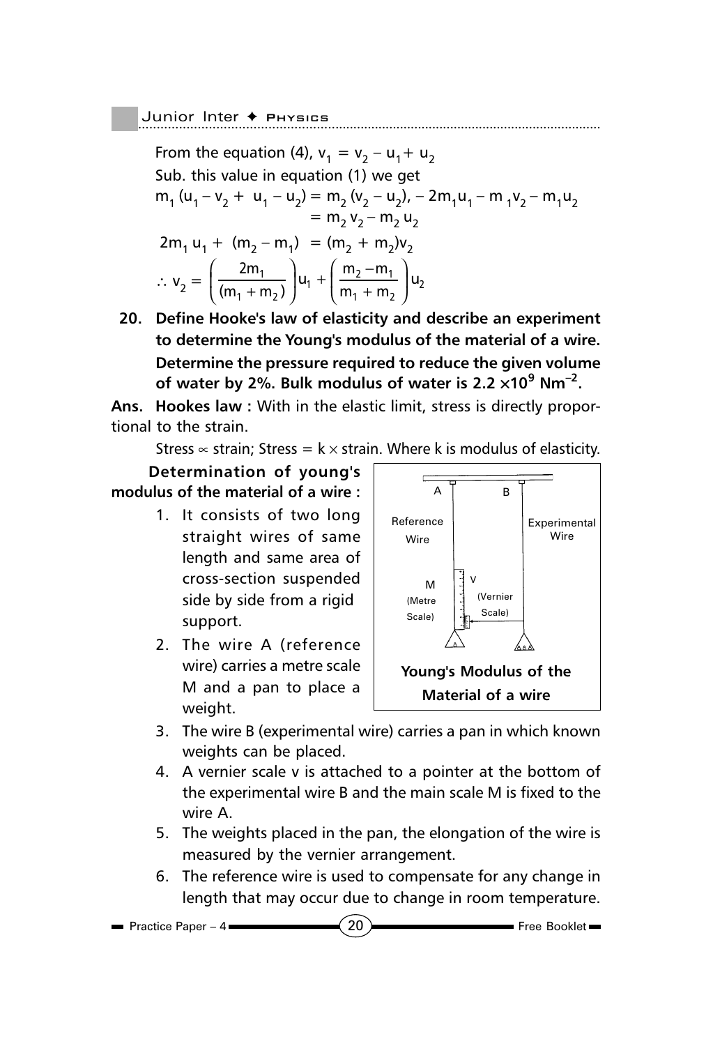From the equation (4), $v_1 = v_2 - u_1 + u_2$

Sub. this value in equation (1) we get

$$m_1 (u_1 - v_2 + u_1 - u_2) = m_2 (v_2 - u_2), - 2m_1u_1 - m_1v_2 - m_1u_2$$
$$= m_2 v_2 - m_2 u_2$$

$$2m_1 u_1 + (m_2 - m_1) = (m_2 + m_2)v_2$$

$$\therefore v_2 = \left(\frac{2m_1}{(m_1 + m_2)}\right)u_1 + \left(\frac{m_2 - m_1}{m_1 + m_2}\right)u_2$$

**20. Define Hooke's law of elasticity and describe an experiment to determine the Young's modulus of the material of a wire. Determine the pressure required to reduce the given volume of water by 2%. Bulk modulus of water is $2.2 \times 10^9$ Nm$^{-2}$.**

**Ans. Hookes law :** With in the elastic limit, stress is directly proportional to the strain.

Stress $\propto$ strain; Stress $= k \times$ strain. Where k is modulus of elasticity.

**Determination of young's modulus of the material of a wire :**

1. It consists of two long straight wires of same length and same area of cross-section suspended side by side from a rigid support.
2. The wire A (reference wire) carries a metre scale M and a pan to place a weight.
3. The wire B (experimental wire) carries a pan in which known weights can be placed.
4. A vernier scale v is attached to a pointer at the bottom of the experimental wire B and the main scale M is fixed to the wire A.
5. The weights placed in the pan, the elongation of the wire is measured by the vernier arrangement.
6. The reference wire is used to compensate for any change in length that may occur due to change in room temperature.

A, B, Reference Wire, Experimental Wire, M (Metre Scale), V (Vernier Scale)

**Young's Modulus of the Material of a wire**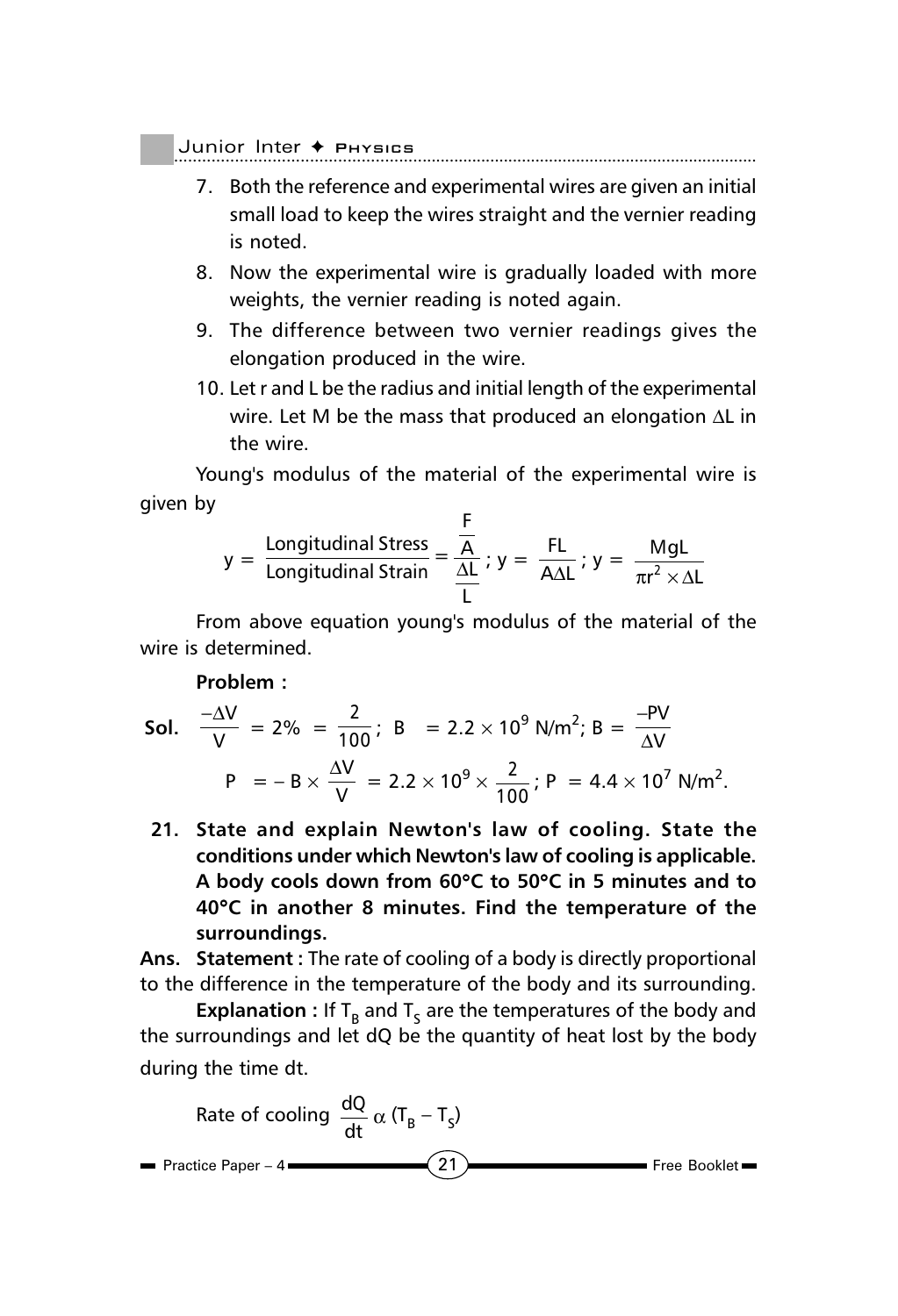7. Both the reference and experimental wires are given an initial small load to keep the wires straight and the vernier reading is noted.
8. Now the experimental wire is gradually loaded with more weights, the vernier reading is noted again.
9. The difference between two vernier readings gives the elongation produced in the wire.
10. Let r and L be the radius and initial length of the experimental wire. Let M be the mass that produced an elongation $\Delta L$ in the wire.

Young's modulus of the material of the experimental wire is given by

$$y = \frac{\text{Longitudinal Stress}}{\text{Longitudinal Strain}} = \frac{\frac{F}{A}}{\frac{\Delta L}{L}}\ ;\ y = \frac{FL}{A\Delta L}\ ;\ y = \frac{MgL}{\pi r^2 \times \Delta L}$$

From above equation young's modulus of the material of the wire is determined.

**Problem :**

**Sol.** $\frac{-\Delta V}{V} = 2\% = \frac{2}{100}$; $B = 2.2 \times 10^9$ N/m$^2$; $B = \frac{-PV}{\Delta V}$

$$P = -B \times \frac{\Delta V}{V} = 2.2 \times 10^9 \times \frac{2}{100}\ ;\ P = 4.4 \times 10^7 \text{ N/m}^2.$$

**21. State and explain Newton's law of cooling. State the conditions under which Newton's law of cooling is applicable. A body cools down from 60°C to 50°C in 5 minutes and to 40°C in another 8 minutes. Find the temperature of the surroundings.**

**Ans.** **Statement :** The rate of cooling of a body is directly proportional to the difference in the temperature of the body and its surrounding.

**Explanation :** If $T_B$ and $T_S$ are the temperatures of the body and the surroundings and let dQ be the quantity of heat lost by the body during the time dt.

Rate of cooling $\frac{dQ}{dt} \alpha\ (T_B - T_S)$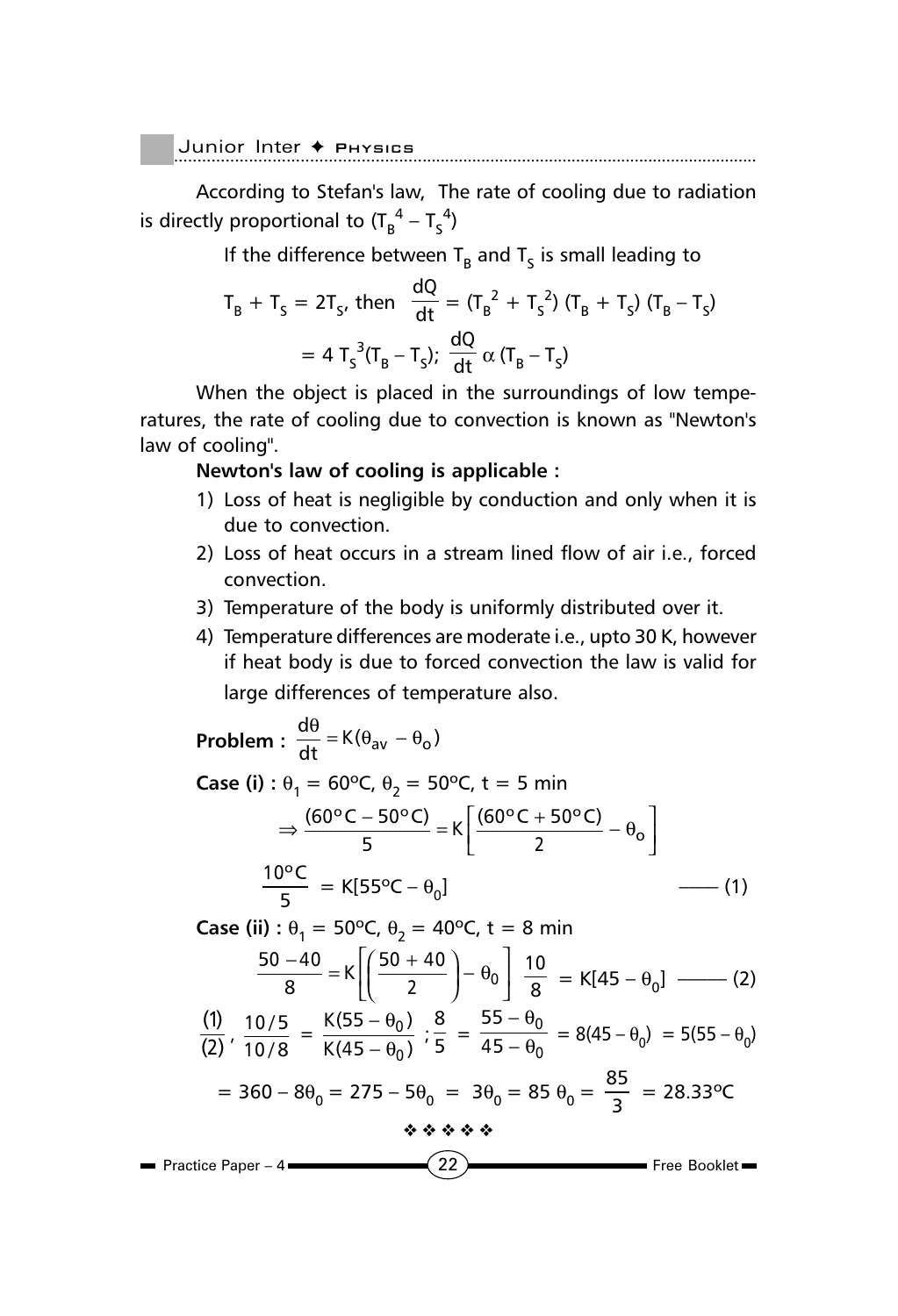According to Stefan's law, The rate of cooling due to radiation is directly proportional to $(T_B^4 - T_S^4)$

If the difference between $T_B$ and $T_S$ is small leading to

$$T_B + T_S = 2T_S, \text{ then } \frac{dQ}{dt} = (T_B^2 + T_S^2)(T_B + T_S)(T_B - T_S)$$

$$= 4T_S^3(T_B - T_S); \; \frac{dQ}{dt} \propto (T_B - T_S)$$

When the object is placed in the surroundings of low temperatures, the rate of cooling due to convection is known as "Newton's law of cooling".

**Newton's law of cooling is applicable :**

1) Loss of heat is negligible by conduction and only when it is due to convection.
2) Loss of heat occurs in a stream lined flow of air i.e., forced convection.
3) Temperature of the body is uniformly distributed over it.
4) Temperature differences are moderate i.e., upto 30 K, however if heat body is due to forced convection the law is valid for large differences of temperature also.

**Problem :** $\frac{d\theta}{dt} = K(\theta_{av} - \theta_o)$

**Case (i) :** $\theta_1 = 60°C$, $\theta_2 = 50°C$, t = 5 min

$$\Rightarrow \frac{(60°C - 50°C)}{5} = K\left[\frac{(60°C + 50°C)}{2} - \theta_o\right]$$

$$\frac{10°C}{5} = K[55°C - \theta_0] \quad \text{—— (1)}$$

**Case (ii) :** $\theta_1 = 50°C$, $\theta_2 = 40°C$, t = 8 min

$$\frac{50 - 40}{8} = K\left[\left(\frac{50 + 40}{2}\right) - \theta_0\right] \; \frac{10}{8} = K[45 - \theta_0] \quad \text{—— (2)}$$

$$\frac{(1)}{(2)}, \; \frac{10/5}{10/8} = \frac{K(55 - \theta_0)}{K(45 - \theta_0)} \; ; \frac{8}{5} = \frac{55 - \theta_0}{45 - \theta_0} = 8(45 - \theta_0) = 5(55 - \theta_0)$$

$$= 360 - 8\theta_0 = 275 - 5\theta_0 = 3\theta_0 = 85 \; \theta_0 = \frac{85}{3} = 28.33°C$$

❖ ❖ ❖ ❖ ❖